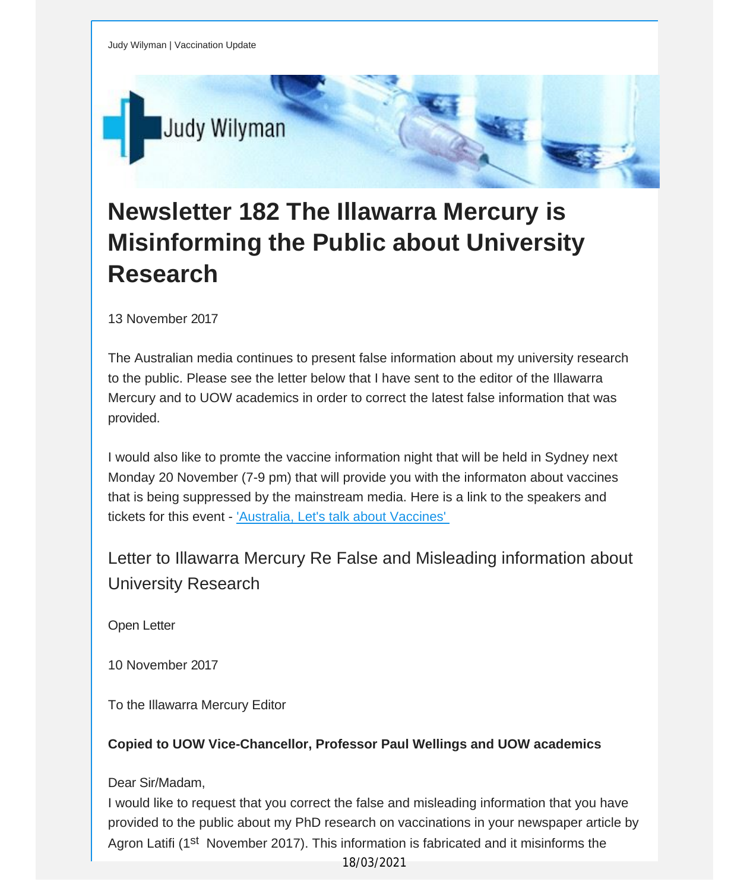Judy Wilyman | Vaccination Update

Judy Wilyman

# Newsletter 182 The Illawarra Mercury is Misinforming the Public about University Research

13 November 2017

The Australian media continues to present false information about my university research to the public. Please see the letter below that I have sent to the editor of the Illawarra Mercury and to UOW academics in order to correct the latest false information that was provided.

I would also like to promte the vaccine information night that will be held in Sydney next Monday 20 November (7-9 pm) that will provide you with the informaton about vaccines that is being suppressed by the mainstream media. Here is a link to the speakers and tickets for this event - 'Australia, Let's talk about Vaccines'

## Letter to Illawarra Mercury Re False and Misleading information about University Research

Open Letter

10 November 2017

To the Illawarra Mercury Editor

**Copied to UOW Vice-Chancellor, Professor Paul Wellings and UOW academics**

Dear Sir/Madam,

I would like to request that you correct the false and misleading information that you have provided to the public about my PhD research on vaccinations in your newspaper article by Agron Latifi (1st November 2017). This information is fabricated and it misinforms the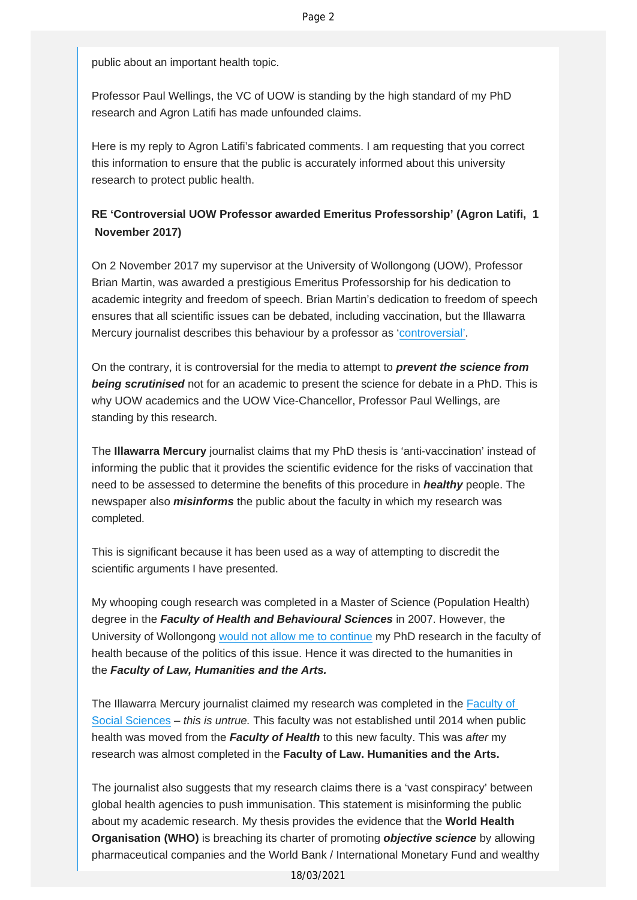public about an important health topic.

Professor Paul Wellings, the VC of UOW is standing by the high standard of my PhD research and Agron Latifi has made unfounded claims.

Here is my reply to Agron Latifi's fabricated comments. I am requesting that you correct this information to ensure that the public is accurately informed about this university research to protect public health.

**RE 'Controversial UOW Professor awarded Emeritus Professorship' (Agron Latifi, 1 November 2017)**

On 2 November 2017 my supervisor at the University of Wollongong (UOW), Professor Brian Martin, was awarded a prestigious Emeritus Professorship for his dedication to academic integrity and freedom of speech. Brian Martin's dedication to freedom of speech ensures that all scientific issues can be debated, including vaccination, but the Illawarra Mercury journalist describes this behaviour by a professor as 'controversial'.

On the contrary, it is controversial for the media to attempt to ***prevent the science from being scrutinised*** not for an academic to present the science for debate in a PhD. This is why UOW academics and the UOW Vice-Chancellor, Professor Paul Wellings, are standing by this research.

The **Illawarra Mercury** journalist claims that my PhD thesis is 'anti-vaccination' instead of informing the public that it provides the scientific evidence for the risks of vaccination that need to be assessed to determine the benefits of this procedure in ***healthy*** people. The newspaper also ***misinforms*** the public about the faculty in which my research was completed.

This is significant because it has been used as a way of attempting to discredit the scientific arguments I have presented.

My whooping cough research was completed in a Master of Science (Population Health) degree in the ***Faculty of Health and Behavioural Sciences*** in 2007. However, the University of Wollongong would not allow me to continue my PhD research in the faculty of health because of the politics of this issue. Hence it was directed to the humanities in the ***Faculty of Law, Humanities and the Arts.***

The Illawarra Mercury journalist claimed my research was completed in the Faculty of Social Sciences – *this is untrue.* This faculty was not established until 2014 when public health was moved from the ***Faculty of Health*** to this new faculty. This was *after* my research was almost completed in the **Faculty of Law. Humanities and the Arts.**

The journalist also suggests that my research claims there is a 'vast conspiracy' between global health agencies to push immunisation. This statement is misinforming the public about my academic research. My thesis provides the evidence that the **World Health Organisation (WHO)** is breaching its charter of promoting ***objective science*** by allowing pharmaceutical companies and the World Bank / International Monetary Fund and wealthy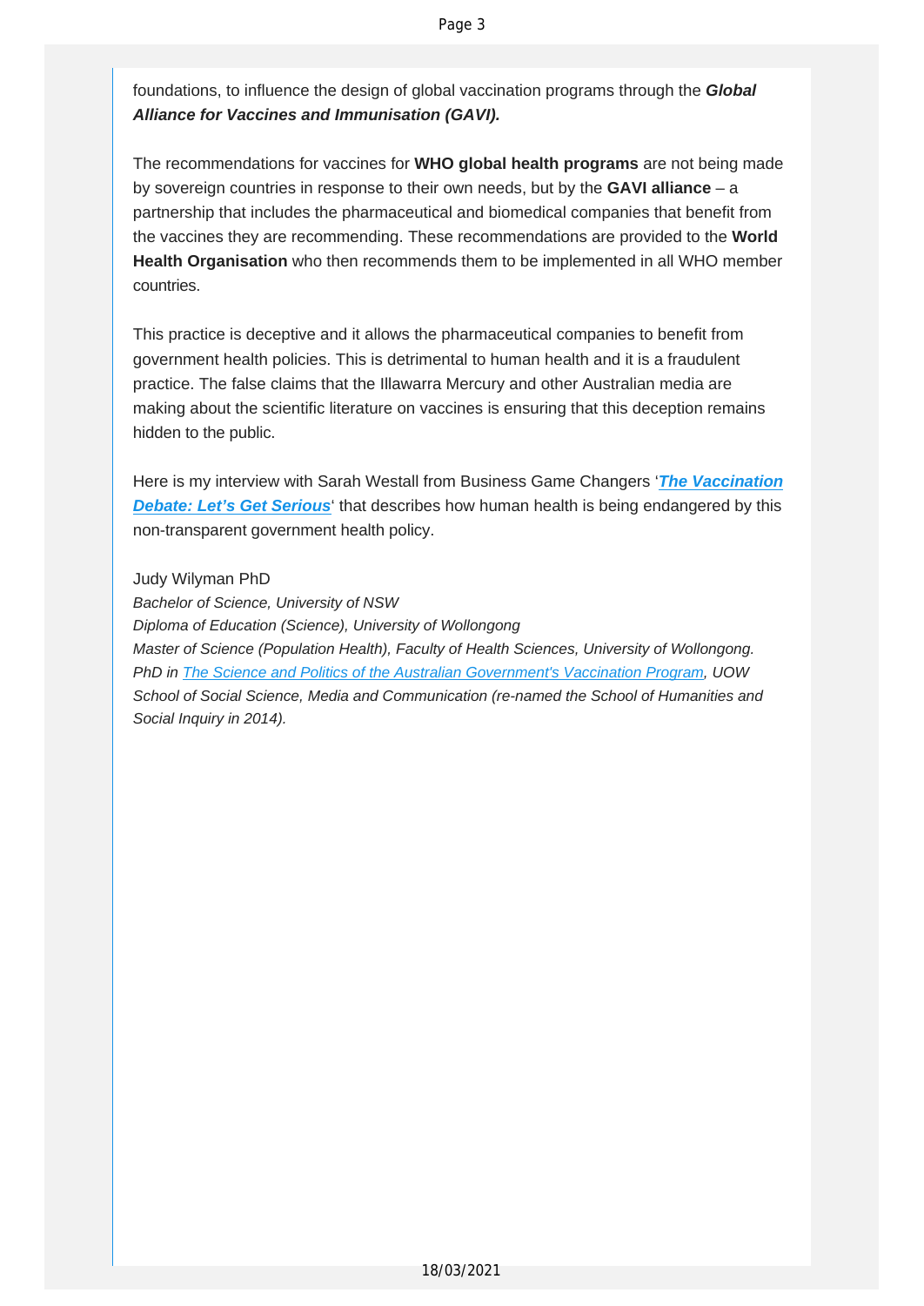foundations, to influence the design of global vaccination programs through the ***Global Alliance for Vaccines and Immunisation (GAVI).***

The recommendations for vaccines for **WHO global health programs** are not being made by sovereign countries in response to their own needs, but by the **GAVI alliance** – a partnership that includes the pharmaceutical and biomedical companies that benefit from the vaccines they are recommending. These recommendations are provided to the **World Health Organisation** who then recommends them to be implemented in all WHO member countries.

This practice is deceptive and it allows the pharmaceutical companies to benefit from government health policies. This is detrimental to human health and it is a fraudulent practice. The false claims that the Illawarra Mercury and other Australian media are making about the scientific literature on vaccines is ensuring that this deception remains hidden to the public.

Here is my interview with Sarah Westall from Business Game Changers '***The Vaccination Debate: Let's Get Serious***' that describes how human health is being endangered by this non-transparent government health policy.

Judy Wilyman PhD
*Bachelor of Science, University of NSW*
*Diploma of Education (Science), University of Wollongong*
*Master of Science (Population Health), Faculty of Health Sciences, University of Wollongong.*
*PhD in The Science and Politics of the Australian Government's Vaccination Program, UOW School of Social Science, Media and Communication (re-named the School of Humanities and Social Inquiry in 2014).*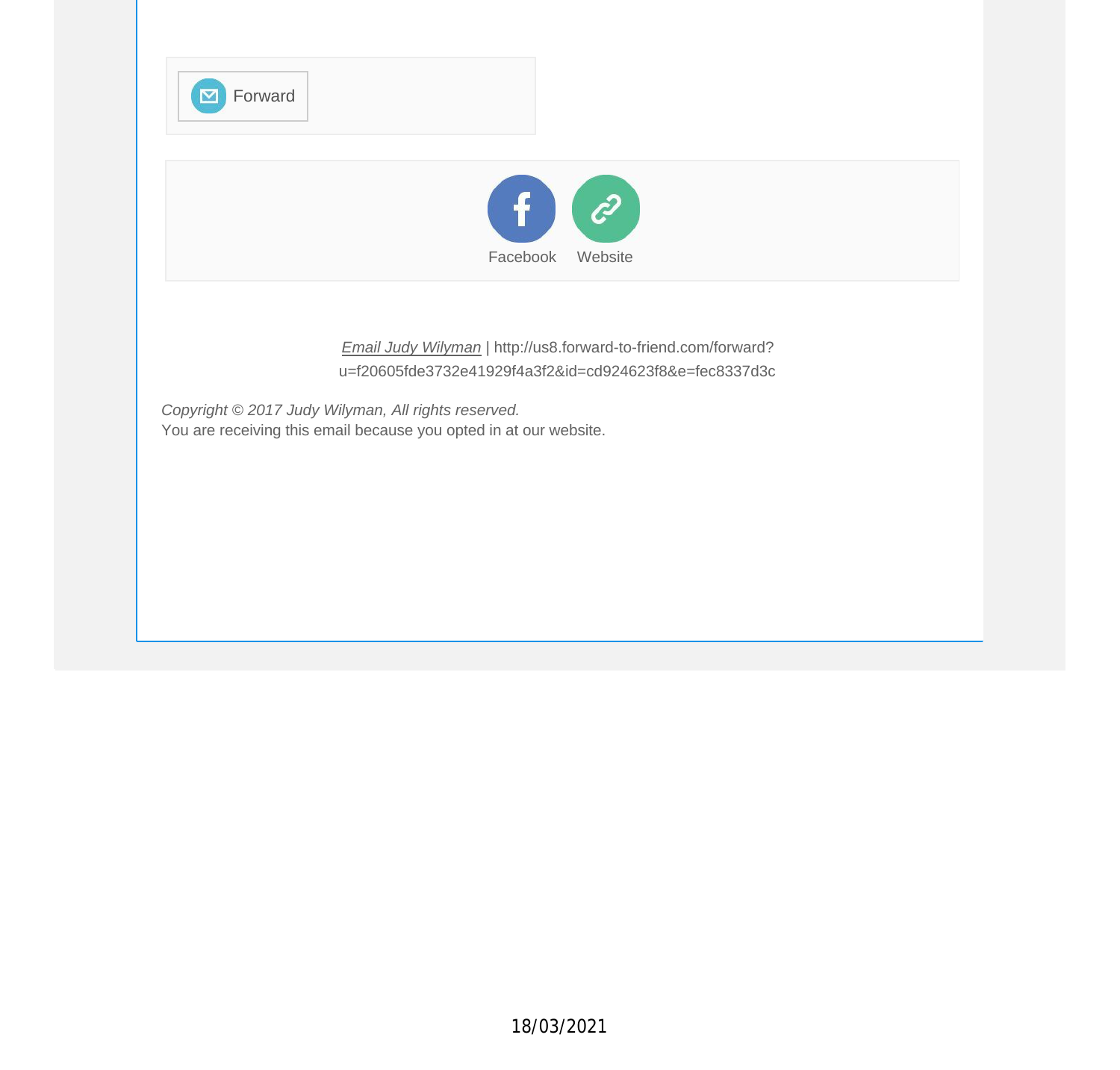Forward

Facebook Website

*Email Judy Wilyman* | http://us8.forward-to-friend.com/forward?u=f20605fde3732e41929f4a3f2&id=cd924623f8&e=fec8337d3c

*Copyright © 2017 Judy Wilyman, All rights reserved.*
You are receiving this email because you opted in at our website.

18/03/2021